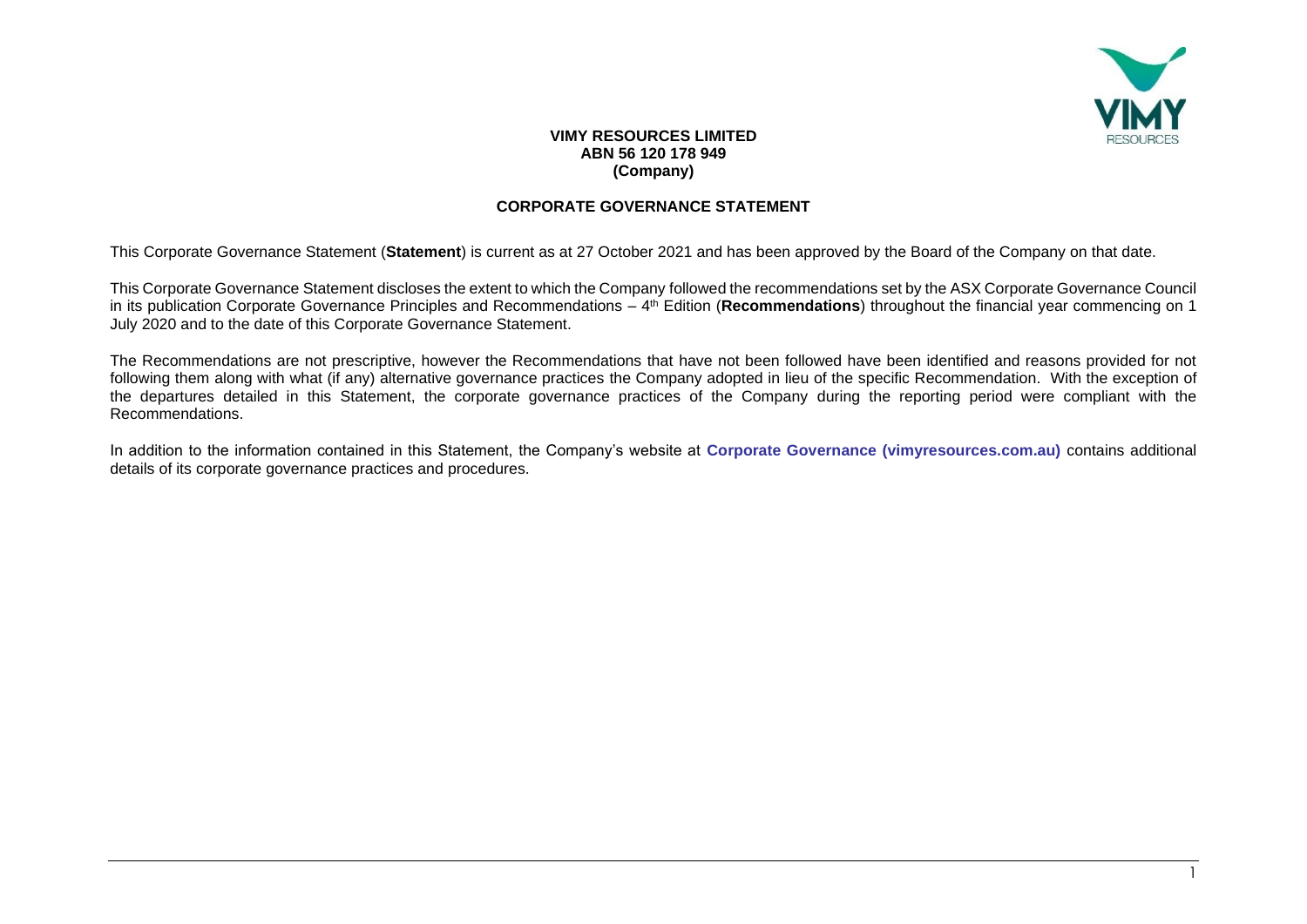**VIMY RESOURCES LIMITED**
**ABN 56 120 178 949**
**(Company)**

## CORPORATE GOVERNANCE STATEMENT

This Corporate Governance Statement (**Statement**) is current as at 27 October 2021 and has been approved by the Board of the Company on that date.

This Corporate Governance Statement discloses the extent to which the Company followed the recommendations set by the ASX Corporate Governance Council in its publication Corporate Governance Principles and Recommendations – 4th Edition (**Recommendations**) throughout the financial year commencing on 1 July 2020 and to the date of this Corporate Governance Statement.

The Recommendations are not prescriptive, however the Recommendations that have not been followed have been identified and reasons provided for not following them along with what (if any) alternative governance practices the Company adopted in lieu of the specific Recommendation. With the exception of the departures detailed in this Statement, the corporate governance practices of the Company during the reporting period were compliant with the Recommendations.

In addition to the information contained in this Statement, the Company's website at **Corporate Governance (vimyresources.com.au)** contains additional details of its corporate governance practices and procedures.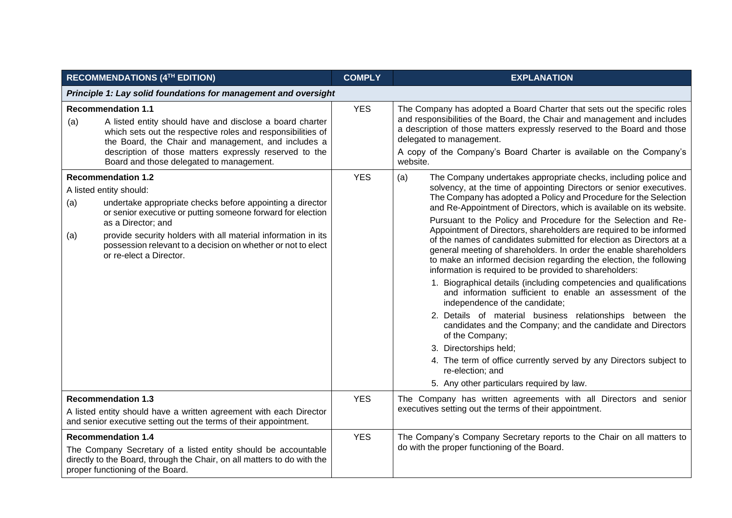| RECOMMENDATIONS (4TH EDITION) | COMPLY | EXPLANATION |
|---|---|---|
| ***Principle 1: Lay solid foundations for management and oversight*** | | |
| **Recommendation 1.1**<br>(a) A listed entity should have and disclose a board charter which sets out the respective roles and responsibilities of the Board, the Chair and management, and includes a description of those matters expressly reserved to the Board and those delegated to management. | YES | The Company has adopted a Board Charter that sets out the specific roles and responsibilities of the Board, the Chair and management and includes a description of those matters expressly reserved to the Board and those delegated to management.<br>A copy of the Company's Board Charter is available on the Company's website. |
| **Recommendation 1.2**<br>A listed entity should:<br>(a) undertake appropriate checks before appointing a director or senior executive or putting someone forward for election as a Director; and<br>(a) provide security holders with all material information in its possession relevant to a decision on whether or not to elect or re-elect a Director. | YES | (a) The Company undertakes appropriate checks, including police and solvency, at the time of appointing Directors or senior executives. The Company has adopted a Policy and Procedure for the Selection and Re-Appointment of Directors, which is available on its website.<br>Pursuant to the Policy and Procedure for the Selection and Re-Appointment of Directors, shareholders are required to be informed of the names of candidates submitted for election as Directors at a general meeting of shareholders. In order the enable shareholders to make an informed decision regarding the election, the following information is required to be provided to shareholders:<br>1. Biographical details (including competencies and qualifications and information sufficient to enable an assessment of the independence of the candidate;<br>2. Details of material business relationships between the candidates and the Company; and the candidate and Directors of the Company;<br>3. Directorships held;<br>4. The term of office currently served by any Directors subject to re-election; and<br>5. Any other particulars required by law. |
| **Recommendation 1.3**<br>A listed entity should have a written agreement with each Director and senior executive setting out the terms of their appointment. | YES | The Company has written agreements with all Directors and senior executives setting out the terms of their appointment. |
| **Recommendation 1.4**<br>The Company Secretary of a listed entity should be accountable directly to the Board, through the Chair, on all matters to do with the proper functioning of the Board. | YES | The Company's Company Secretary reports to the Chair on all matters to do with the proper functioning of the Board. |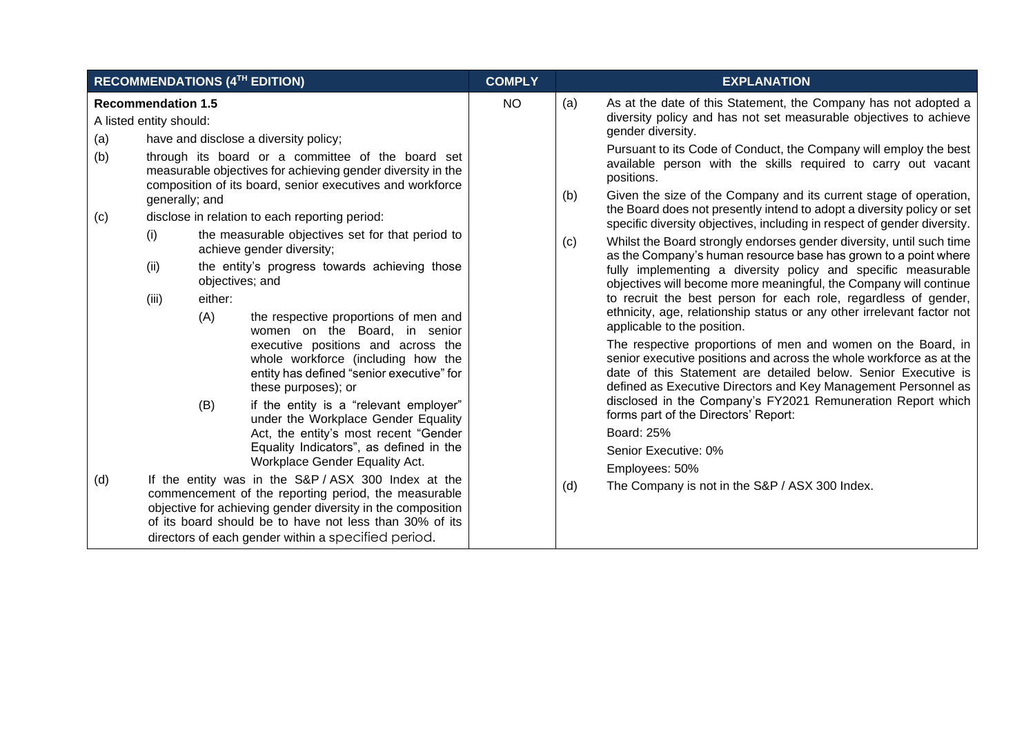| RECOMMENDATIONS (4TH EDITION) | COMPLY | EXPLANATION |
|---|---|---|
| **Recommendation 1.5**<br>A listed entity should:<br>(a) have and disclose a diversity policy;<br>(b) through its board or a committee of the board set measurable objectives for achieving gender diversity in the composition of its board, senior executives and workforce generally; and<br>(c) disclose in relation to each reporting period:<br>(i) the measurable objectives set for that period to achieve gender diversity;<br>(ii) the entity's progress towards achieving those objectives; and<br>(iii) either:<br>(A) the respective proportions of men and women on the Board, in senior executive positions and across the whole workforce (including how the entity has defined "senior executive" for these purposes); or<br>(B) if the entity is a "relevant employer" under the Workplace Gender Equality Act, the entity's most recent "Gender Equality Indicators", as defined in the Workplace Gender Equality Act.<br>(d) If the entity was in the S&P / ASX 300 Index at the commencement of the reporting period, the measurable objective for achieving gender diversity in the composition of its board should be to have not less than 30% of its directors of each gender within a specified period. | NO | (a) As at the date of this Statement, the Company has not adopted a diversity policy and has not set measurable objectives to achieve gender diversity.<br>Pursuant to its Code of Conduct, the Company will employ the best available person with the skills required to carry out vacant positions.<br>(b) Given the size of the Company and its current stage of operation, the Board does not presently intend to adopt a diversity policy or set specific diversity objectives, including in respect of gender diversity.<br>(c) Whilst the Board strongly endorses gender diversity, until such time as the Company's human resource base has grown to a point where fully implementing a diversity policy and specific measurable objectives will become more meaningful, the Company will continue to recruit the best person for each role, regardless of gender, ethnicity, age, relationship status or any other irrelevant factor not applicable to the position.<br>The respective proportions of men and women on the Board, in senior executive positions and across the whole workforce as at the date of this Statement are detailed below. Senior Executive is defined as Executive Directors and Key Management Personnel as disclosed in the Company's FY2021 Remuneration Report which forms part of the Directors' Report:<br>Board: 25%<br>Senior Executive: 0%<br>Employees: 50%<br>(d) The Company is not in the S&P / ASX 300 Index. |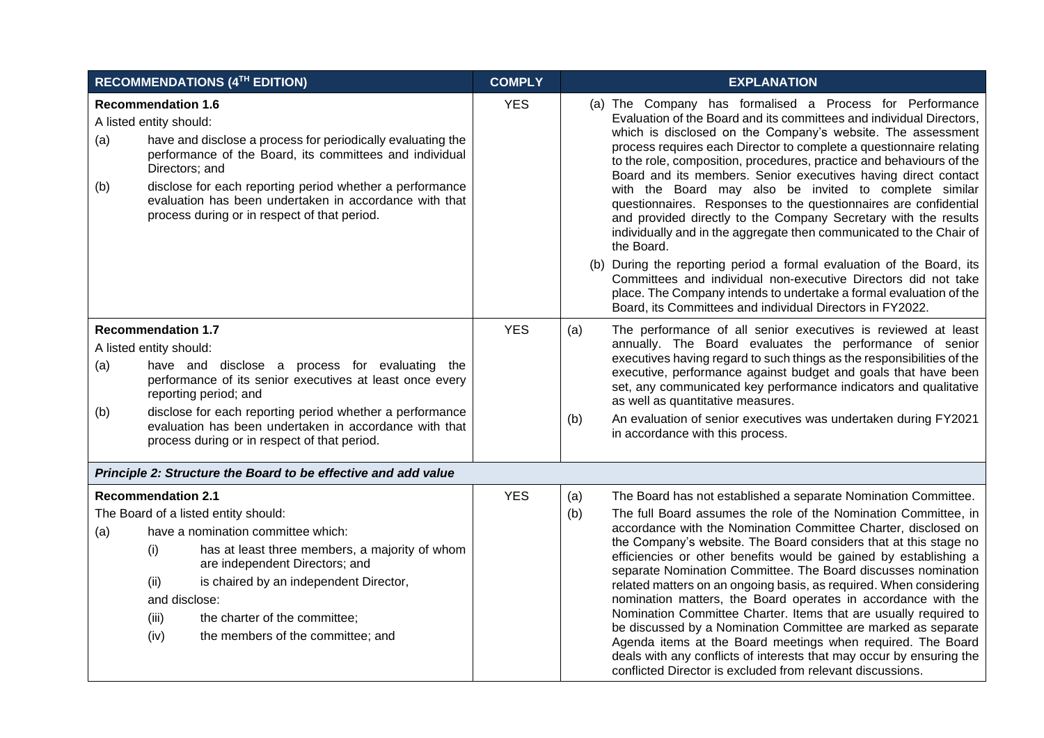| RECOMMENDATIONS (4TH EDITION) | COMPLY | EXPLANATION |
|---|---|---|
| **Recommendation 1.6**<br>A listed entity should:<br>(a) have and disclose a process for periodically evaluating the performance of the Board, its committees and individual Directors; and<br>(b) disclose for each reporting period whether a performance evaluation has been undertaken in accordance with that process during or in respect of that period. | YES | (a) The Company has formalised a Process for Performance Evaluation of the Board and its committees and individual Directors, which is disclosed on the Company's website. The assessment process requires each Director to complete a questionnaire relating to the role, composition, procedures, practice and behaviours of the Board and its members. Senior executives having direct contact with the Board may also be invited to complete similar questionnaires. Responses to the questionnaires are confidential and provided directly to the Company Secretary with the results individually and in the aggregate then communicated to the Chair of the Board.<br>(b) During the reporting period a formal evaluation of the Board, its Committees and individual non-executive Directors did not take place. The Company intends to undertake a formal evaluation of the Board, its Committees and individual Directors in FY2022. |
| **Recommendation 1.7**<br>A listed entity should:<br>(a) have and disclose a process for evaluating the performance of its senior executives at least once every reporting period; and<br>(b) disclose for each reporting period whether a performance evaluation has been undertaken in accordance with that process during or in respect of that period. | YES | (a) The performance of all senior executives is reviewed at least annually. The Board evaluates the performance of senior executives having regard to such things as the responsibilities of the executive, performance against budget and goals that have been set, any communicated key performance indicators and qualitative as well as quantitative measures.<br>(b) An evaluation of senior executives was undertaken during FY2021 in accordance with this process. |
| ***Principle 2: Structure the Board to be effective and add value*** | | |
| **Recommendation 2.1**<br>The Board of a listed entity should:<br>(a) have a nomination committee which:<br>(i) has at least three members, a majority of whom are independent Directors; and<br>(ii) is chaired by an independent Director,<br>and disclose:<br>(iii) the charter of the committee;<br>(iv) the members of the committee; and | YES | (a) The Board has not established a separate Nomination Committee.<br>(b) The full Board assumes the role of the Nomination Committee, in accordance with the Nomination Committee Charter, disclosed on the Company's website. The Board considers that at this stage no efficiencies or other benefits would be gained by establishing a separate Nomination Committee. The Board discusses nomination related matters on an ongoing basis, as required. When considering nomination matters, the Board operates in accordance with the Nomination Committee Charter. Items that are usually required to be discussed by a Nomination Committee are marked as separate Agenda items at the Board meetings when required. The Board deals with any conflicts of interests that may occur by ensuring the conflicted Director is excluded from relevant discussions. |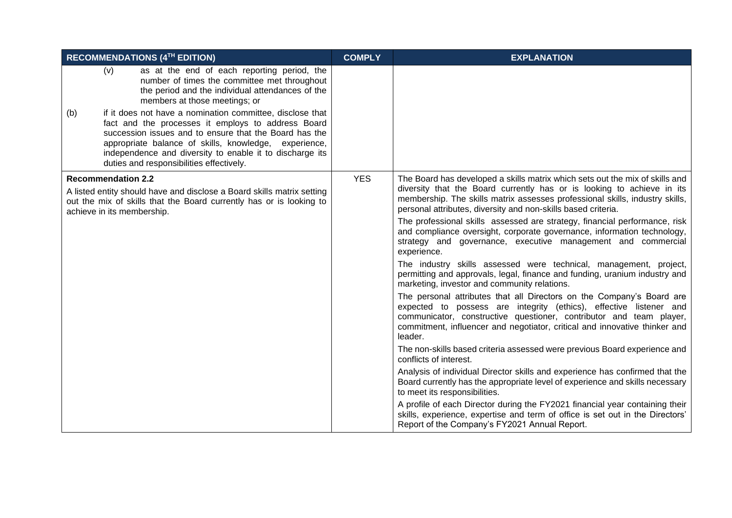| RECOMMENDATIONS (4TH EDITION) | COMPLY | EXPLANATION |
|---|---|---|
| (v) as at the end of each reporting period, the number of times the committee met throughout the period and the individual attendances of the members at those meetings; or<br><br>(b) if it does not have a nomination committee, disclose that fact and the processes it employs to address Board succession issues and to ensure that the Board has the appropriate balance of skills, knowledge, experience, independence and diversity to enable it to discharge its duties and responsibilities effectively. | | |
| **Recommendation 2.2**<br><br>A listed entity should have and disclose a Board skills matrix setting out the mix of skills that the Board currently has or is looking to achieve in its membership. | YES | The Board has developed a skills matrix which sets out the mix of skills and diversity that the Board currently has or is looking to achieve in its membership. The skills matrix assesses professional skills, industry skills, personal attributes, diversity and non-skills based criteria.<br><br>The professional skills assessed are strategy, financial performance, risk and compliance oversight, corporate governance, information technology, strategy and governance, executive management and commercial experience.<br><br>The industry skills assessed were technical, management, project, permitting and approvals, legal, finance and funding, uranium industry and marketing, investor and community relations.<br><br>The personal attributes that all Directors on the Company's Board are expected to possess are integrity (ethics), effective listener and communicator, constructive questioner, contributor and team player, commitment, influencer and negotiator, critical and innovative thinker and leader.<br><br>The non-skills based criteria assessed were previous Board experience and conflicts of interest.<br><br>Analysis of individual Director skills and experience has confirmed that the Board currently has the appropriate level of experience and skills necessary to meet its responsibilities.<br><br>A profile of each Director during the FY2021 financial year containing their skills, experience, expertise and term of office is set out in the Directors' Report of the Company's FY2021 Annual Report. |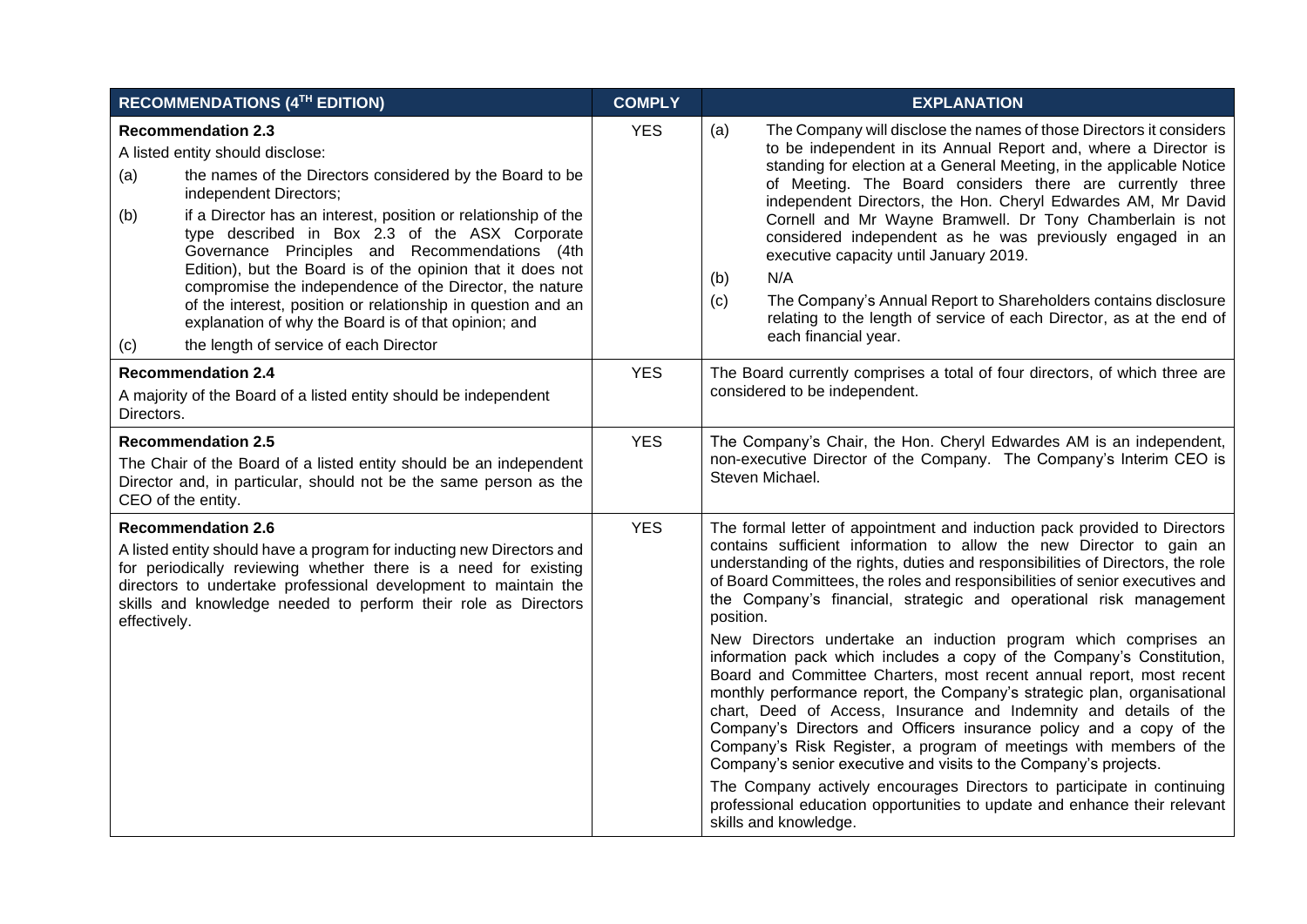| RECOMMENDATIONS (4TH EDITION) | COMPLY | EXPLANATION |
|---|---|---|
| **Recommendation 2.3**<br>A listed entity should disclose:<br>(a) the names of the Directors considered by the Board to be independent Directors;<br>(b) if a Director has an interest, position or relationship of the type described in Box 2.3 of the ASX Corporate Governance Principles and Recommendations (4th Edition), but the Board is of the opinion that it does not compromise the independence of the Director, the nature of the interest, position or relationship in question and an explanation of why the Board is of that opinion; and<br>(c) the length of service of each Director | YES | (a) The Company will disclose the names of those Directors it considers to be independent in its Annual Report and, where a Director is standing for election at a General Meeting, in the applicable Notice of Meeting. The Board considers there are currently three independent Directors, the Hon. Cheryl Edwardes AM, Mr David Cornell and Mr Wayne Bramwell. Dr Tony Chamberlain is not considered independent as he was previously engaged in an executive capacity until January 2019.<br>(b) N/A<br>(c) The Company's Annual Report to Shareholders contains disclosure relating to the length of service of each Director, as at the end of each financial year. |
| **Recommendation 2.4**<br>A majority of the Board of a listed entity should be independent Directors. | YES | The Board currently comprises a total of four directors, of which three are considered to be independent. |
| **Recommendation 2.5**<br>The Chair of the Board of a listed entity should be an independent Director and, in particular, should not be the same person as the CEO of the entity. | YES | The Company's Chair, the Hon. Cheryl Edwardes AM is an independent, non-executive Director of the Company. The Company's Interim CEO is Steven Michael. |
| **Recommendation 2.6**<br>A listed entity should have a program for inducting new Directors and for periodically reviewing whether there is a need for existing directors to undertake professional development to maintain the skills and knowledge needed to perform their role as Directors effectively. | YES | The formal letter of appointment and induction pack provided to Directors contains sufficient information to allow the new Director to gain an understanding of the rights, duties and responsibilities of Directors, the role of Board Committees, the roles and responsibilities of senior executives and the Company's financial, strategic and operational risk management position.<br>New Directors undertake an induction program which comprises an information pack which includes a copy of the Company's Constitution, Board and Committee Charters, most recent annual report, most recent monthly performance report, the Company's strategic plan, organisational chart, Deed of Access, Insurance and Indemnity and details of the Company's Directors and Officers insurance policy and a copy of the Company's Risk Register, a program of meetings with members of the Company's senior executive and visits to the Company's projects.<br>The Company actively encourages Directors to participate in continuing professional education opportunities to update and enhance their relevant skills and knowledge. |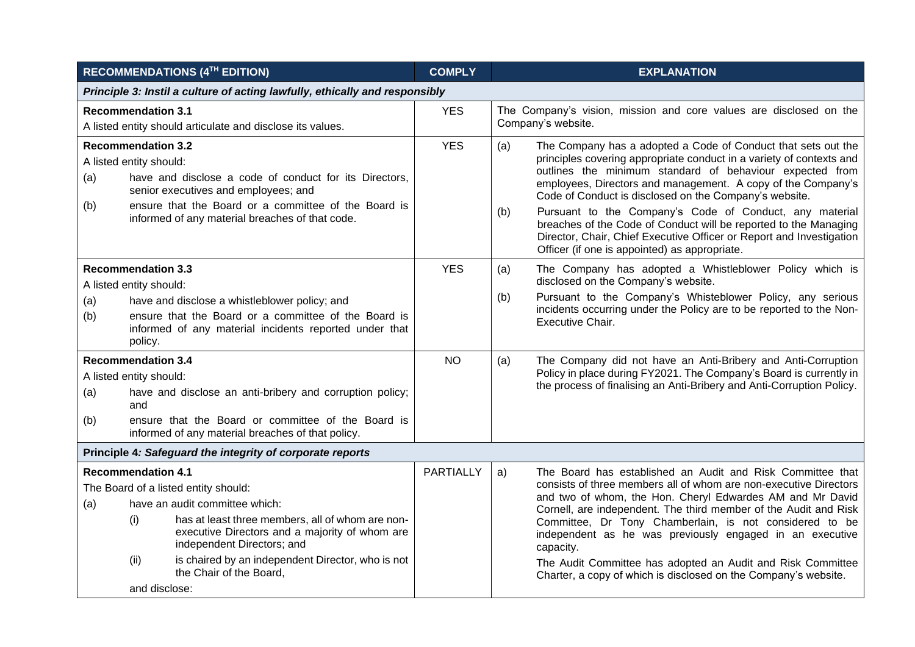| RECOMMENDATIONS (4TH EDITION) | COMPLY | EXPLANATION |
|---|---|---|
| ***Principle 3: Instil a culture of acting lawfully, ethically and responsibly*** | | |
| **Recommendation 3.1**<br>A listed entity should articulate and disclose its values. | YES | The Company's vision, mission and core values are disclosed on the Company's website. |
| **Recommendation 3.2**<br>A listed entity should:<br>(a) have and disclose a code of conduct for its Directors, senior executives and employees; and<br>(b) ensure that the Board or a committee of the Board is informed of any material breaches of that code. | YES | (a) The Company has a adopted a Code of Conduct that sets out the principles covering appropriate conduct in a variety of contexts and outlines the minimum standard of behaviour expected from employees, Directors and management. A copy of the Company's Code of Conduct is disclosed on the Company's website.<br>(b) Pursuant to the Company's Code of Conduct, any material breaches of the Code of Conduct will be reported to the Managing Director, Chair, Chief Executive Officer or Report and Investigation Officer (if one is appointed) as appropriate. |
| **Recommendation 3.3**<br>A listed entity should:<br>(a) have and disclose a whistleblower policy; and<br>(b) ensure that the Board or a committee of the Board is informed of any material incidents reported under that policy. | YES | (a) The Company has adopted a Whistleblower Policy which is disclosed on the Company's website.<br>(b) Pursuant to the Company's Whisteblower Policy, any serious incidents occurring under the Policy are to be reported to the Non-Executive Chair. |
| **Recommendation 3.4**<br>A listed entity should:<br>(a) have and disclose an anti-bribery and corruption policy; and<br>(b) ensure that the Board or committee of the Board is informed of any material breaches of that policy. | NO | (a) The Company did not have an Anti-Bribery and Anti-Corruption Policy in place during FY2021. The Company's Board is currently in the process of finalising an Anti-Bribery and Anti-Corruption Policy. |
| **Principle 4: *Safeguard the integrity of corporate reports*** | | |
| **Recommendation 4.1**<br>The Board of a listed entity should:<br>(a) have an audit committee which:<br>(i) has at least three members, all of whom are non-executive Directors and a majority of whom are independent Directors; and<br>(ii) is chaired by an independent Director, who is not the Chair of the Board,<br>and disclose: | PARTIALLY | a) The Board has established an Audit and Risk Committee that consists of three members all of whom are non-executive Directors and two of whom, the Hon. Cheryl Edwardes AM and Mr David Cornell, are independent. The third member of the Audit and Risk Committee, Dr Tony Chamberlain, is not considered to be independent as he was previously engaged in an executive capacity.<br>The Audit Committee has adopted an Audit and Risk Committee Charter, a copy of which is disclosed on the Company's website. |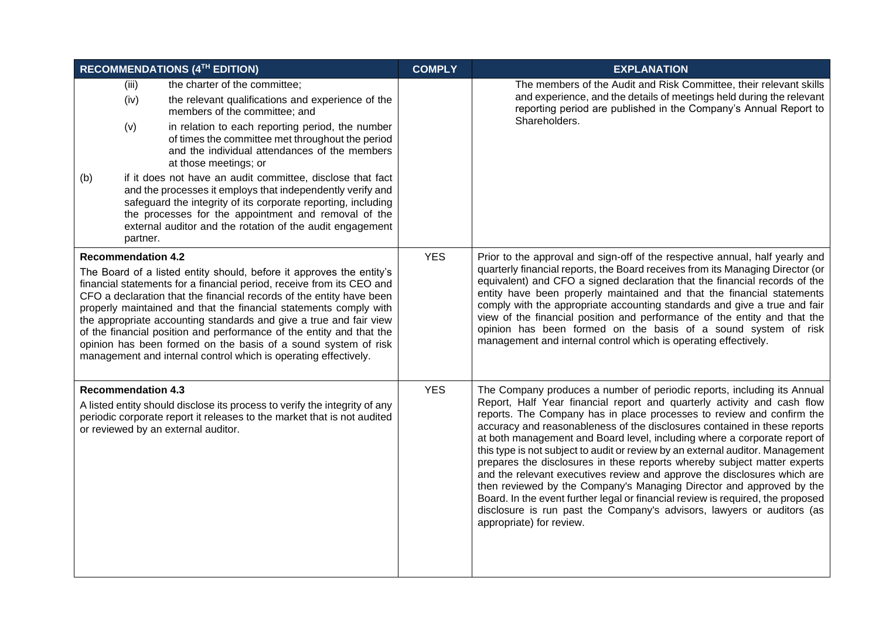| RECOMMENDATIONS (4TH EDITION) | COMPLY | EXPLANATION |
| --- | --- | --- |
| (iii) the charter of the committee;<br>(iv) the relevant qualifications and experience of the members of the committee; and<br>(v) in relation to each reporting period, the number of times the committee met throughout the period and the individual attendances of the members at those meetings; or<br>(b) if it does not have an audit committee, disclose that fact and the processes it employs that independently verify and safeguard the integrity of its corporate reporting, including the processes for the appointment and removal of the external auditor and the rotation of the audit engagement partner. | | The members of the Audit and Risk Committee, their relevant skills and experience, and the details of meetings held during the relevant reporting period are published in the Company's Annual Report to Shareholders. |
| **Recommendation 4.2**<br>The Board of a listed entity should, before it approves the entity's financial statements for a financial period, receive from its CEO and CFO a declaration that the financial records of the entity have been properly maintained and that the financial statements comply with the appropriate accounting standards and give a true and fair view of the financial position and performance of the entity and that the opinion has been formed on the basis of a sound system of risk management and internal control which is operating effectively. | YES | Prior to the approval and sign-off of the respective annual, half yearly and quarterly financial reports, the Board receives from its Managing Director (or equivalent) and CFO a signed declaration that the financial records of the entity have been properly maintained and that the financial statements comply with the appropriate accounting standards and give a true and fair view of the financial position and performance of the entity and that the opinion has been formed on the basis of a sound system of risk management and internal control which is operating effectively. |
| **Recommendation 4.3**<br>A listed entity should disclose its process to verify the integrity of any periodic corporate report it releases to the market that is not audited or reviewed by an external auditor. | YES | The Company produces a number of periodic reports, including its Annual Report, Half Year financial report and quarterly activity and cash flow reports. The Company has in place processes to review and confirm the accuracy and reasonableness of the disclosures contained in these reports at both management and Board level, including where a corporate report of this type is not subject to audit or review by an external auditor. Management prepares the disclosures in these reports whereby subject matter experts and the relevant executives review and approve the disclosures which are then reviewed by the Company's Managing Director and approved by the Board. In the event further legal or financial review is required, the proposed disclosure is run past the Company's advisors, lawyers or auditors (as appropriate) for review. |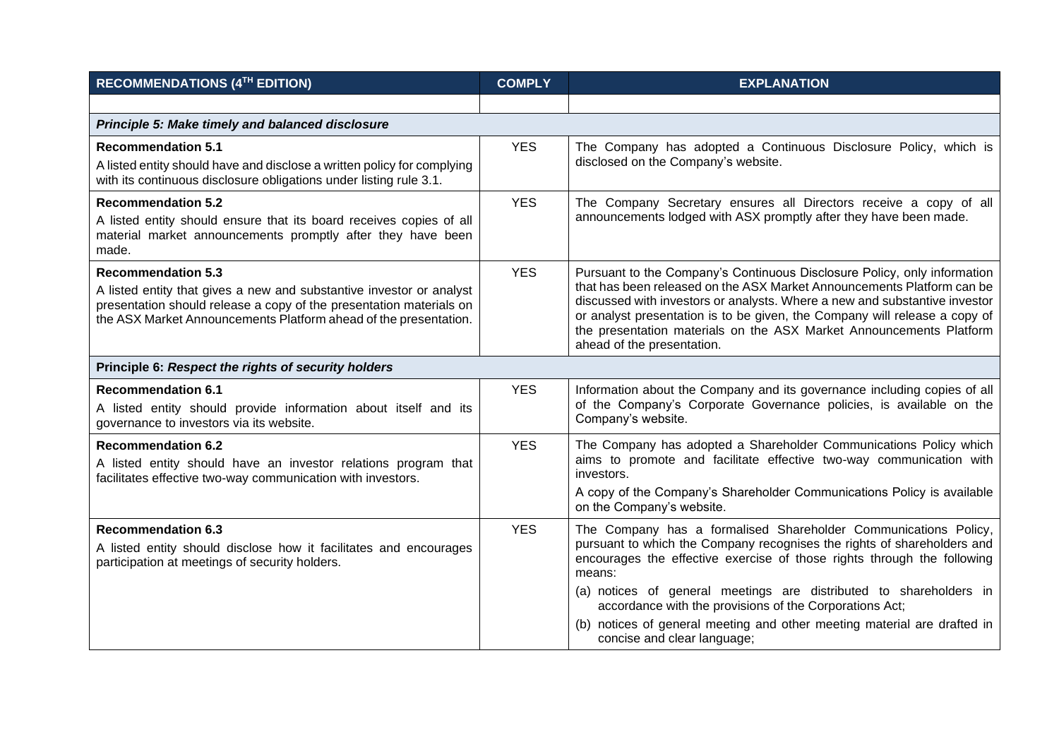| RECOMMENDATIONS (4TH EDITION) | COMPLY | EXPLANATION |
|---|---|---|
| | | |
| ***Principle 5: Make timely and balanced disclosure*** | | |
| **Recommendation 5.1**<br>A listed entity should have and disclose a written policy for complying with its continuous disclosure obligations under listing rule 3.1. | YES | The Company has adopted a Continuous Disclosure Policy, which is disclosed on the Company's website. |
| **Recommendation 5.2**<br>A listed entity should ensure that its board receives copies of all material market announcements promptly after they have been made. | YES | The Company Secretary ensures all Directors receive a copy of all announcements lodged with ASX promptly after they have been made. |
| **Recommendation 5.3**<br>A listed entity that gives a new and substantive investor or analyst presentation should release a copy of the presentation materials on the ASX Market Announcements Platform ahead of the presentation. | YES | Pursuant to the Company's Continuous Disclosure Policy, only information that has been released on the ASX Market Announcements Platform can be discussed with investors or analysts. Where a new and substantive investor or analyst presentation is to be given, the Company will release a copy of the presentation materials on the ASX Market Announcements Platform ahead of the presentation. |
| **Principle 6: *Respect the rights of security holders*** | | |
| **Recommendation 6.1**<br>A listed entity should provide information about itself and its governance to investors via its website. | YES | Information about the Company and its governance including copies of all of the Company's Corporate Governance policies, is available on the Company's website. |
| **Recommendation 6.2**<br>A listed entity should have an investor relations program that facilitates effective two-way communication with investors. | YES | The Company has adopted a Shareholder Communications Policy which aims to promote and facilitate effective two-way communication with investors.<br>A copy of the Company's Shareholder Communications Policy is available on the Company's website. |
| **Recommendation 6.3**<br>A listed entity should disclose how it facilitates and encourages participation at meetings of security holders. | YES | The Company has a formalised Shareholder Communications Policy, pursuant to which the Company recognises the rights of shareholders and encourages the effective exercise of those rights through the following means:<br>(a) notices of general meetings are distributed to shareholders in accordance with the provisions of the Corporations Act;<br>(b) notices of general meeting and other meeting material are drafted in concise and clear language; |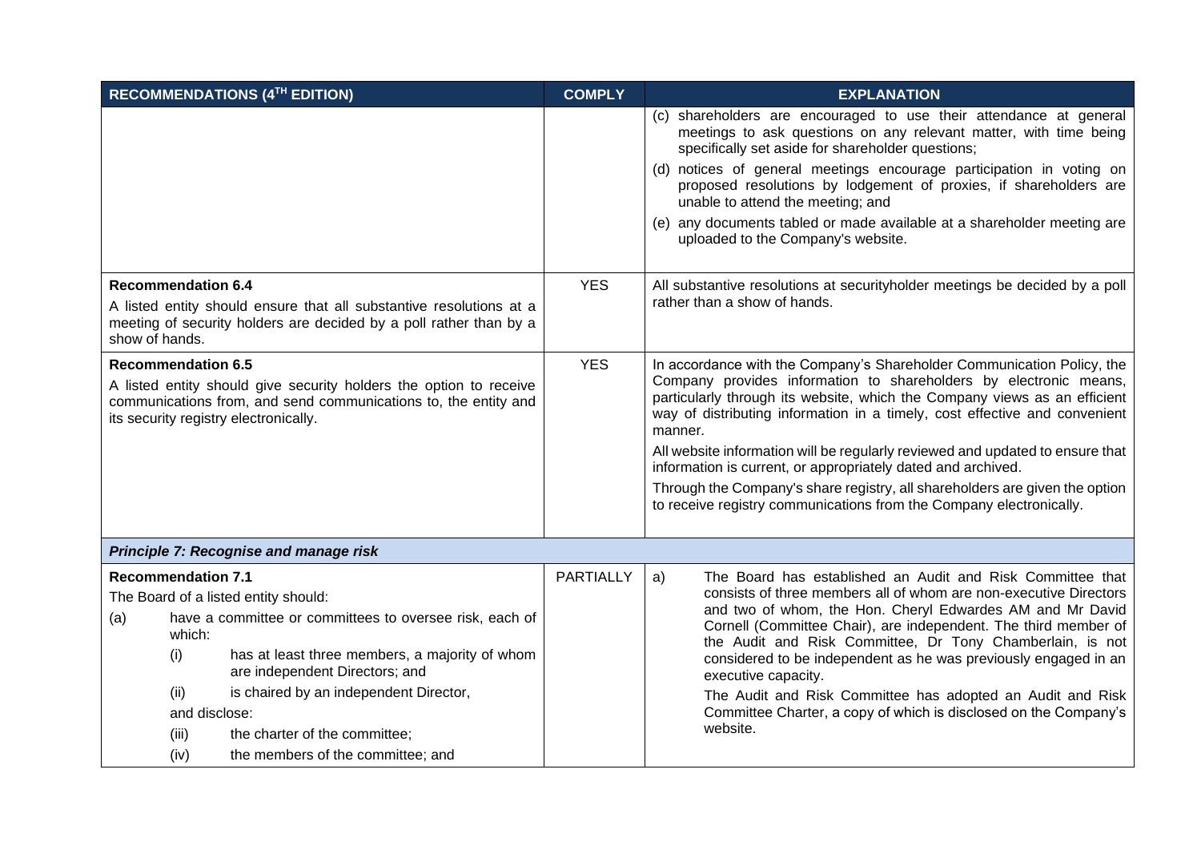| RECOMMENDATIONS (4TH EDITION) | COMPLY | EXPLANATION |
|---|---|---|
| | | (c) shareholders are encouraged to use their attendance at general meetings to ask questions on any relevant matter, with time being specifically set aside for shareholder questions;<br>(d) notices of general meetings encourage participation in voting on proposed resolutions by lodgement of proxies, if shareholders are unable to attend the meeting; and<br>(e) any documents tabled or made available at a shareholder meeting are uploaded to the Company's website. |
| **Recommendation 6.4**<br>A listed entity should ensure that all substantive resolutions at a meeting of security holders are decided by a poll rather than by a show of hands. | YES | All substantive resolutions at securityholder meetings be decided by a poll rather than a show of hands. |
| **Recommendation 6.5**<br>A listed entity should give security holders the option to receive communications from, and send communications to, the entity and its security registry electronically. | YES | In accordance with the Company's Shareholder Communication Policy, the Company provides information to shareholders by electronic means, particularly through its website, which the Company views as an efficient way of distributing information in a timely, cost effective and convenient manner.<br>All website information will be regularly reviewed and updated to ensure that information is current, or appropriately dated and archived.<br>Through the Company's share registry, all shareholders are given the option to receive registry communications from the Company electronically. |
| ***Principle 7: Recognise and manage risk*** | | |
| **Recommendation 7.1**<br>The Board of a listed entity should:<br>(a) have a committee or committees to oversee risk, each of which:<br>(i) has at least three members, a majority of whom are independent Directors; and<br>(ii) is chaired by an independent Director,<br>and disclose:<br>(iii) the charter of the committee;<br>(iv) the members of the committee; and | PARTIALLY | a) The Board has established an Audit and Risk Committee that consists of three members all of whom are non-executive Directors and two of whom, the Hon. Cheryl Edwardes AM and Mr David Cornell (Committee Chair), are independent. The third member of the Audit and Risk Committee, Dr Tony Chamberlain, is not considered to be independent as he was previously engaged in an executive capacity.<br>The Audit and Risk Committee has adopted an Audit and Risk Committee Charter, a copy of which is disclosed on the Company's website. |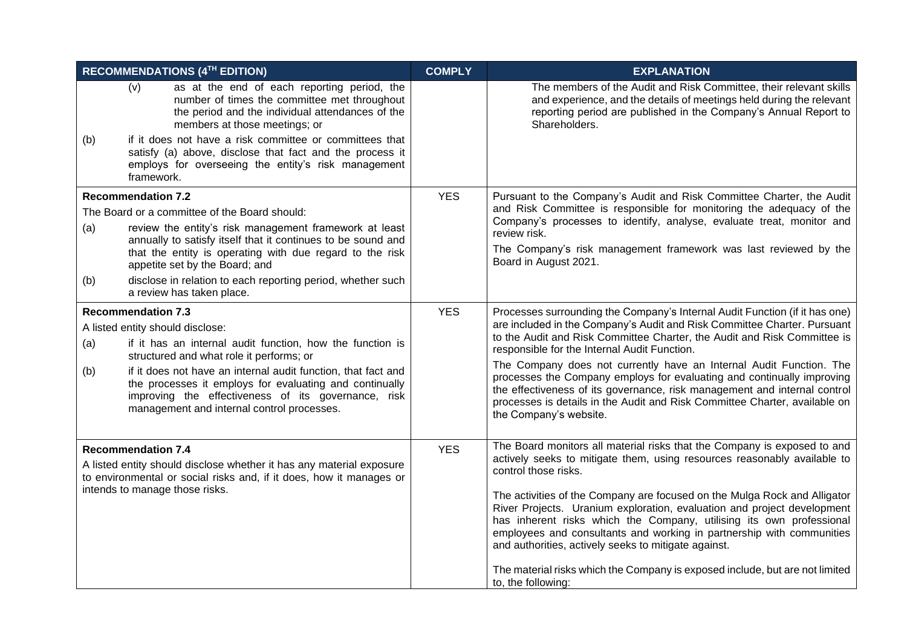| RECOMMENDATIONS (4TH EDITION) | COMPLY | EXPLANATION |
|---|---|---|
| (v) as at the end of each reporting period, the number of times the committee met throughout the period and the individual attendances of the members at those meetings; or<br>(b) if it does not have a risk committee or committees that satisfy (a) above, disclose that fact and the process it employs for overseeing the entity's risk management framework. | | The members of the Audit and Risk Committee, their relevant skills and experience, and the details of meetings held during the relevant reporting period are published in the Company's Annual Report to Shareholders. |
| **Recommendation 7.2**<br>The Board or a committee of the Board should:<br>(a) review the entity's risk management framework at least annually to satisfy itself that it continues to be sound and that the entity is operating with due regard to the risk appetite set by the Board; and<br>(b) disclose in relation to each reporting period, whether such a review has taken place. | YES | Pursuant to the Company's Audit and Risk Committee Charter, the Audit and Risk Committee is responsible for monitoring the adequacy of the Company's processes to identify, analyse, evaluate treat, monitor and review risk.<br>The Company's risk management framework was last reviewed by the Board in August 2021. |
| **Recommendation 7.3**<br>A listed entity should disclose:<br>(a) if it has an internal audit function, how the function is structured and what role it performs; or<br>(b) if it does not have an internal audit function, that fact and the processes it employs for evaluating and continually improving the effectiveness of its governance, risk management and internal control processes. | YES | Processes surrounding the Company's Internal Audit Function (if it has one) are included in the Company's Audit and Risk Committee Charter. Pursuant to the Audit and Risk Committee Charter, the Audit and Risk Committee is responsible for the Internal Audit Function.<br>The Company does not currently have an Internal Audit Function. The processes the Company employs for evaluating and continually improving the effectiveness of its governance, risk management and internal control processes is details in the Audit and Risk Committee Charter, available on the Company's website. |
| **Recommendation 7.4**<br>A listed entity should disclose whether it has any material exposure to environmental or social risks and, if it does, how it manages or intends to manage those risks. | YES | The Board monitors all material risks that the Company is exposed to and actively seeks to mitigate them, using resources reasonably available to control those risks.<br><br>The activities of the Company are focused on the Mulga Rock and Alligator River Projects. Uranium exploration, evaluation and project development has inherent risks which the Company, utilising its own professional employees and consultants and working in partnership with communities and authorities, actively seeks to mitigate against.<br><br>The material risks which the Company is exposed include, but are not limited to, the following: |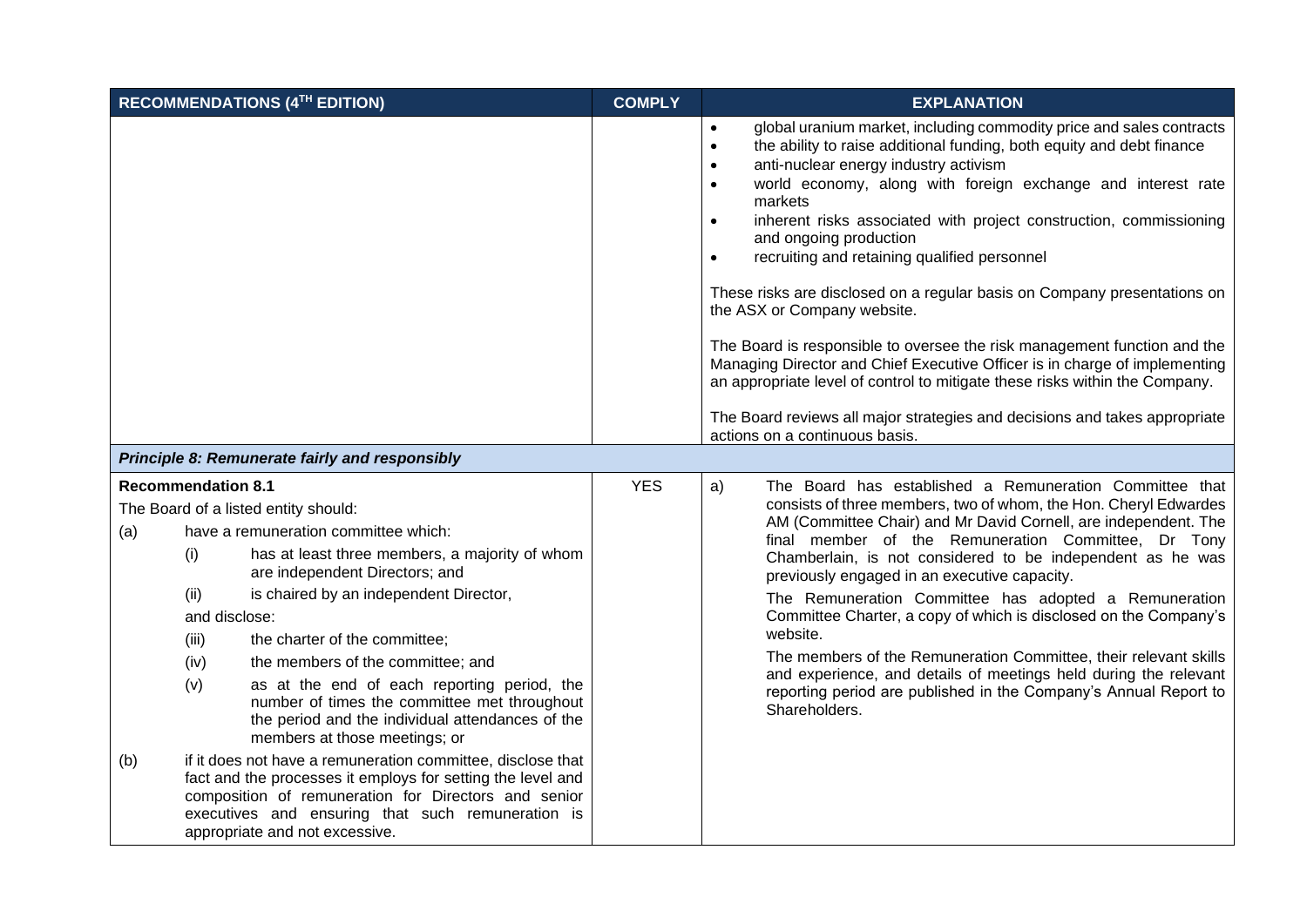| RECOMMENDATIONS (4TH EDITION) | COMPLY | EXPLANATION |
|---|---|---|
| | | • global uranium market, including commodity price and sales contracts<br>• the ability to raise additional funding, both equity and debt finance<br>• anti-nuclear energy industry activism<br>• world economy, along with foreign exchange and interest rate markets<br>• inherent risks associated with project construction, commissioning and ongoing production<br>• recruiting and retaining qualified personnel<br><br>These risks are disclosed on a regular basis on Company presentations on the ASX or Company website.<br><br>The Board is responsible to oversee the risk management function and the Managing Director and Chief Executive Officer is in charge of implementing an appropriate level of control to mitigate these risks within the Company.<br><br>The Board reviews all major strategies and decisions and takes appropriate actions on a continuous basis. |
| ***Principle 8: Remunerate fairly and responsibly*** | | |
| **Recommendation 8.1**<br>The Board of a listed entity should:<br>(a) have a remuneration committee which:<br>(i) has at least three members, a majority of whom are independent Directors; and<br>(ii) is chaired by an independent Director,<br>and disclose:<br>(iii) the charter of the committee;<br>(iv) the members of the committee; and<br>(v) as at the end of each reporting period, the number of times the committee met throughout the period and the individual attendances of the members at those meetings; or<br>(b) if it does not have a remuneration committee, disclose that fact and the processes it employs for setting the level and composition of remuneration for Directors and senior executives and ensuring that such remuneration is appropriate and not excessive. | YES | a) The Board has established a Remuneration Committee that consists of three members, two of whom, the Hon. Cheryl Edwardes AM (Committee Chair) and Mr David Cornell, are independent. The final member of the Remuneration Committee, Dr Tony Chamberlain, is not considered to be independent as he was previously engaged in an executive capacity.<br>The Remuneration Committee has adopted a Remuneration Committee Charter, a copy of which is disclosed on the Company's website.<br>The members of the Remuneration Committee, their relevant skills and experience, and details of meetings held during the relevant reporting period are published in the Company's Annual Report to Shareholders. |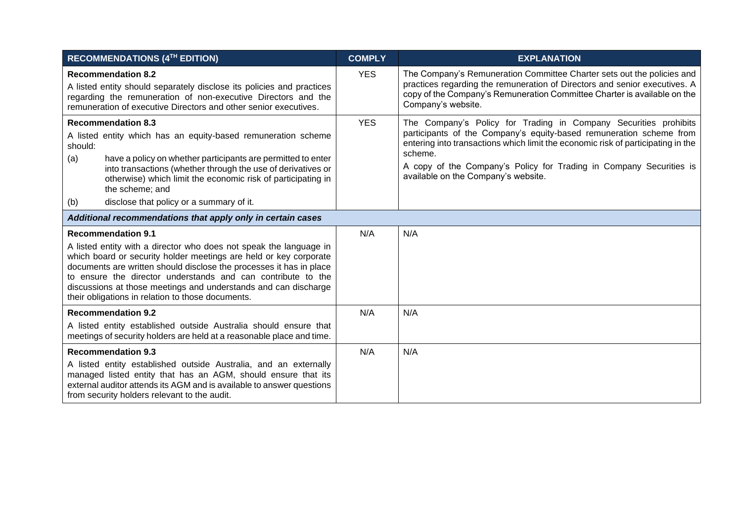| RECOMMENDATIONS (4TH EDITION) | COMPLY | EXPLANATION |
|---|---|---|
| **Recommendation 8.2**<br>A listed entity should separately disclose its policies and practices regarding the remuneration of non-executive Directors and the remuneration of executive Directors and other senior executives. | YES | The Company's Remuneration Committee Charter sets out the policies and practices regarding the remuneration of Directors and senior executives. A copy of the Company's Remuneration Committee Charter is available on the Company's website. |
| **Recommendation 8.3**<br>A listed entity which has an equity-based remuneration scheme should:<br>(a) have a policy on whether participants are permitted to enter into transactions (whether through the use of derivatives or otherwise) which limit the economic risk of participating in the scheme; and<br>(b) disclose that policy or a summary of it. | YES | The Company's Policy for Trading in Company Securities prohibits participants of the Company's equity-based remuneration scheme from entering into transactions which limit the economic risk of participating in the scheme.<br>A copy of the Company's Policy for Trading in Company Securities is available on the Company's website. |
| ***Additional recommendations that apply only in certain cases*** | | |
| **Recommendation 9.1**<br>A listed entity with a director who does not speak the language in which board or security holder meetings are held or key corporate documents are written should disclose the processes it has in place to ensure the director understands and can contribute to the discussions at those meetings and understands and can discharge their obligations in relation to those documents. | N/A | N/A |
| **Recommendation 9.2**<br>A listed entity established outside Australia should ensure that meetings of security holders are held at a reasonable place and time. | N/A | N/A |
| **Recommendation 9.3**<br>A listed entity established outside Australia, and an externally managed listed entity that has an AGM, should ensure that its external auditor attends its AGM and is available to answer questions from security holders relevant to the audit. | N/A | N/A |